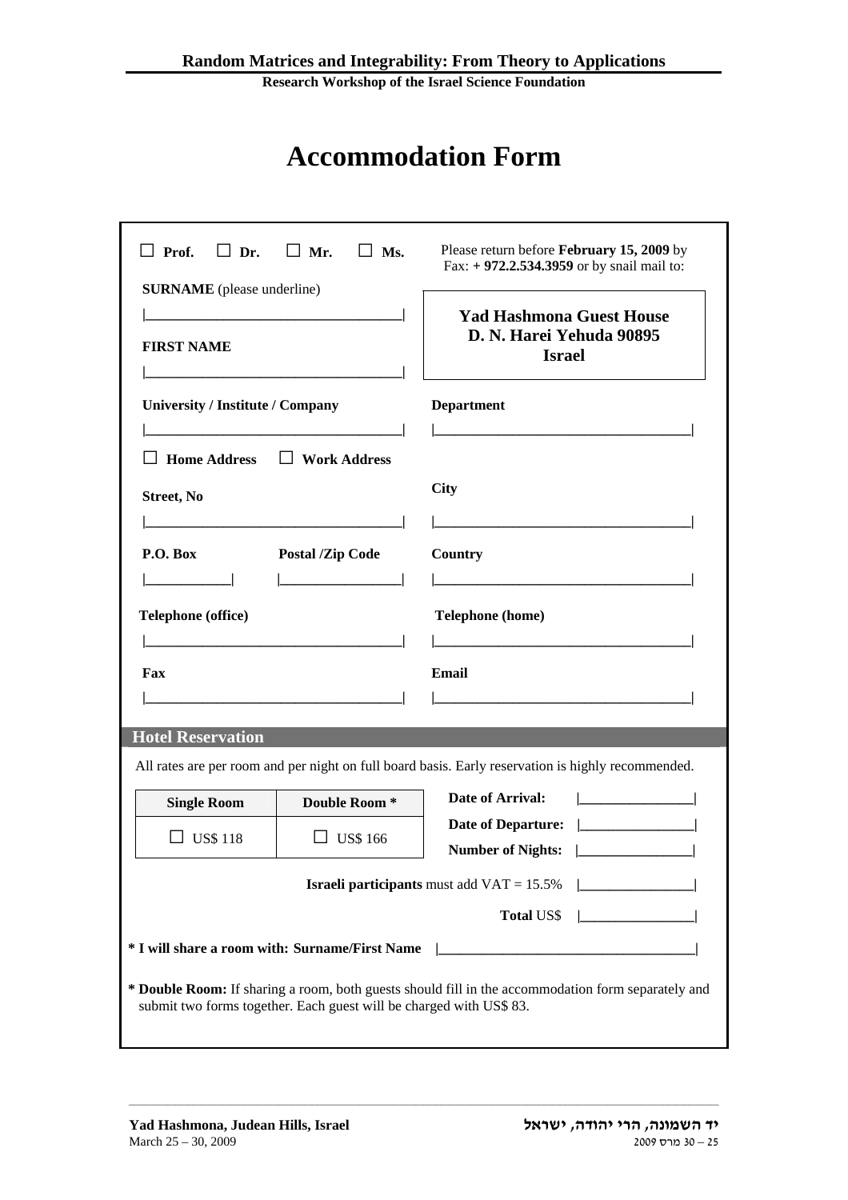**Random Matrices and Integrability: From Theory to Applications**

**Research Workshop of the Israel Science Foundation**

# Accommodation Form

☐ **Prof.** ☐ **Dr.** ☐ **Mr.** ☐ **Ms.**

Please return before **February 15, 2009** by Fax: **+ 972.2.534.3959** or by snail mail to:

**Yad Hashmona Guest House**
**D. N. Harei Yehuda 90895**
**Israel**

**SURNAME** (please underline)

|___________________________________|

**FIRST NAME**

|___________________________________|

**University / Institute / Company**

|___________________________________|

**Department**

|___________________________________|

☐ **Home Address** ☐ **Work Address**

**Street, No**

|___________________________________|

**City**

|___________________________________|

**P.O. Box** |___________|

**Postal /Zip Code** |________________|

**Country**

|___________________________________|

**Telephone (office)**

|___________________________________|

**Telephone (home)**

|___________________________________|

**Fax**

|___________________________________|

**Email**

|___________________________________|

## Hotel Reservation

All rates are per room and per night on full board basis. Early reservation is highly recommended.

| Single Room | Double Room * |
|---|---|
| ☐ US$ 118 | ☐ US$ 166 |

**Date of Arrival:** |________________|

**Date of Departure:** |________________|

**Number of Nights:** |________________|

**Israeli participants** must add VAT = 15.5% |________________|

**Total** US$ |________________|

**\* I will share a room with: Surname/First Name** |___________________________________|

**\* Double Room:** If sharing a room, both guests should fill in the accommodation form separately and submit two forms together. Each guest will be charged with US$ 83.

**Yad Hashmona, Judean Hills, Israel**
March 25 – 30, 2009

**יד השמונה, הרי יהודה, ישראל**
25 – 30 מרס 2009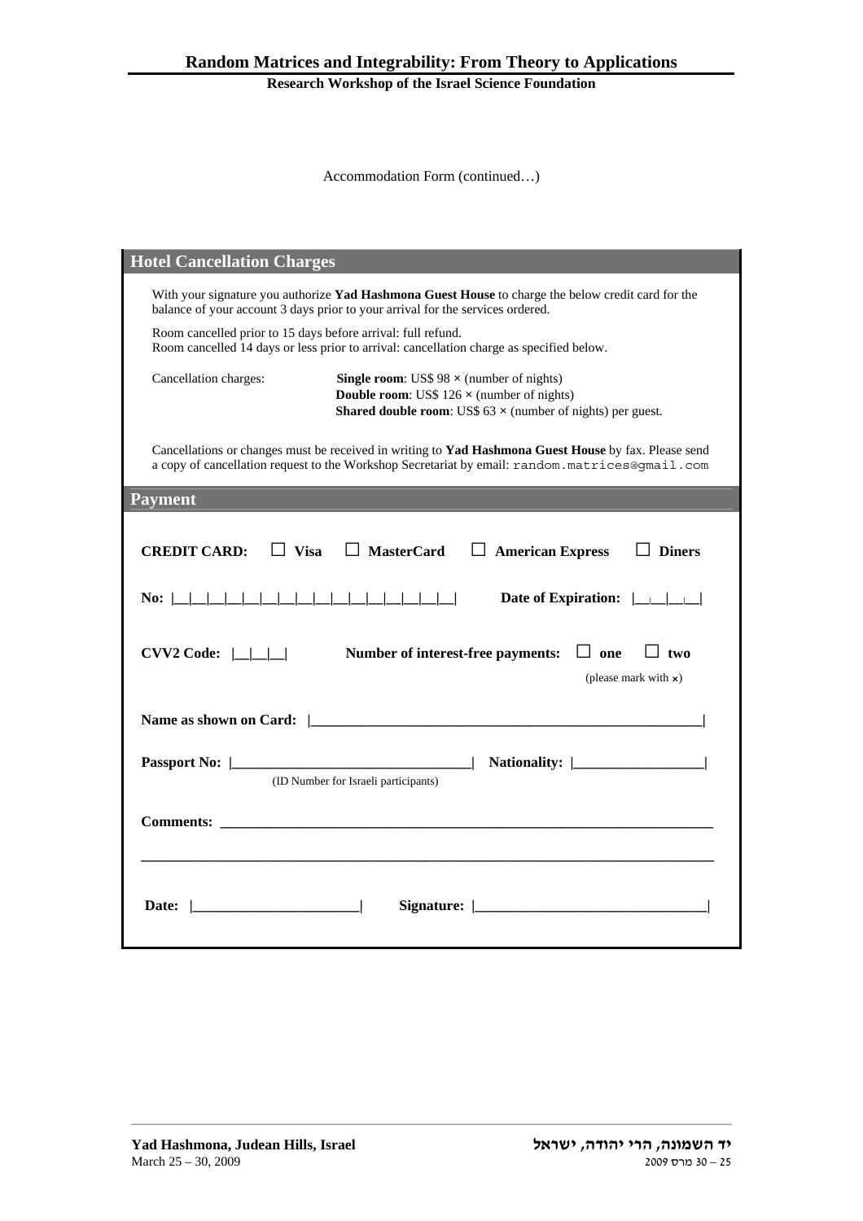Accommodation Form (continued…)

## Hotel Cancellation Charges

With your signature you authorize **Yad Hashmona Guest House** to charge the below credit card for the balance of your account 3 days prior to your arrival for the services ordered.

Room cancelled prior to 15 days before arrival: full refund.
Room cancelled 14 days or less prior to arrival: cancellation charge as specified below.

Cancellation charges:
- **Single room**: US$ 98 × (number of nights)
- **Double room**: US$ 126 × (number of nights)
- **Shared double room**: US$ 63 × (number of nights) per guest.

Cancellations or changes must be received in writing to **Yad Hashmona Guest House** by fax. Please send a copy of cancellation request to the Workshop Secretariat by email: `random.matrices@gmail.com`

## Payment

**CREDIT CARD:** ☐ **Visa** ☐ **MasterCard** ☐ **American Express** ☐ **Diners**

**No:** |__|__|__|__|__|__|__|__|__|__|__|__|__|__|__|__| **Date of Expiration:** |__|__|__|__|

**CVV2 Code:** |__|__|__| **Number of interest-free payments:** ☐ **one** ☐ **two**

(please mark with ×)

**Name as shown on Card:** |_______________________________________________|

**Passport No:** |_____________________________| **Nationality:** |_______________|
(ID Number for Israeli participants)

**Comments:** ___________________________________________________________

______________________________________________________________________

**Date:** |____________________| **Signature:** |___________________________|